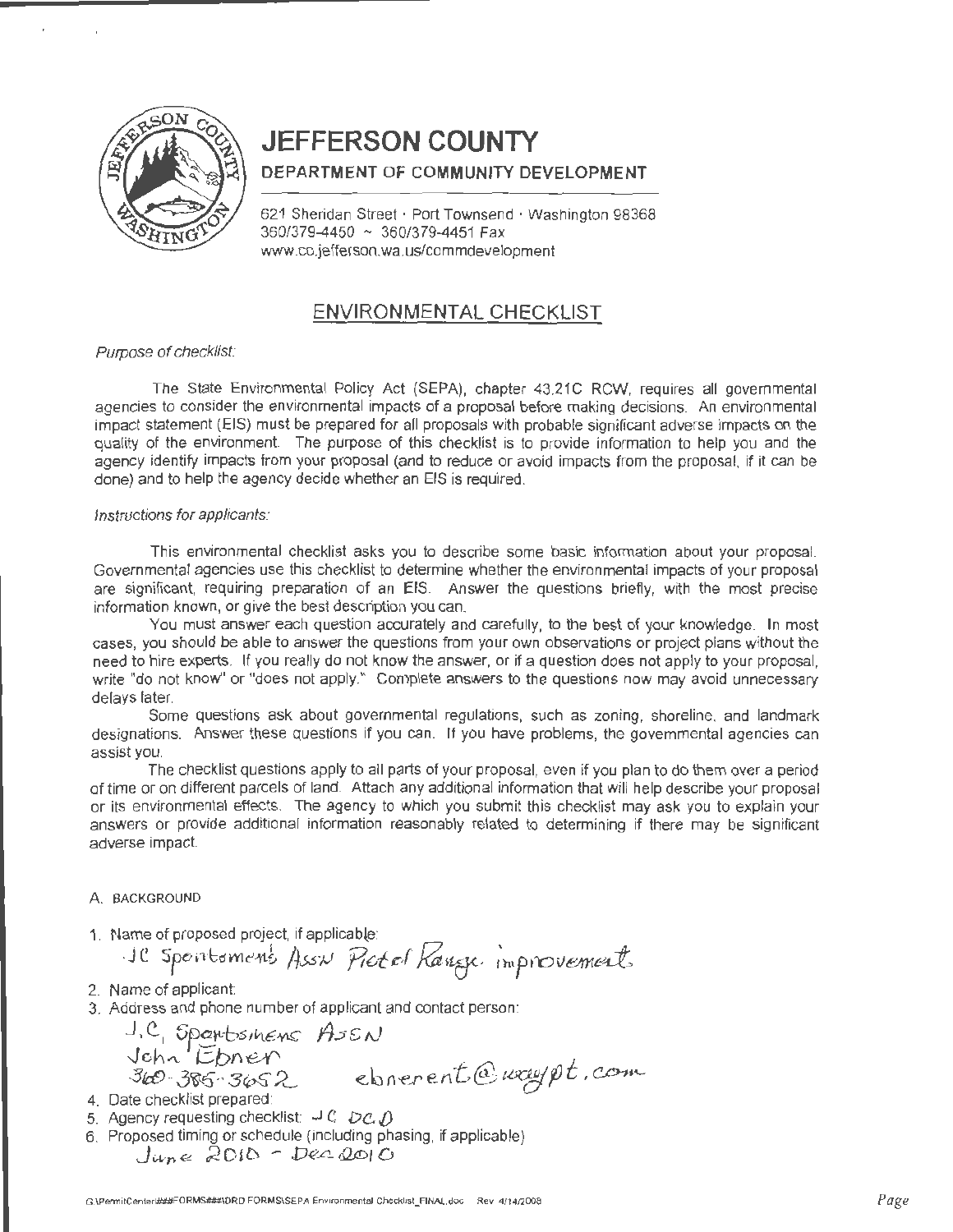# JEFFERSON COUNTY

**DEPARTMENT OF COMMUNITY DEVELOPMENT**

621 Sheridan Street · Port Townsend · Washington 98368
360/379-4450 ~ 360/379-4451 Fax
www.co.jefferson.wa.us/commdevelopment

## ENVIRONMENTAL CHECKLIST

*Purpose of checklist:*

The State Environmental Policy Act (SEPA), chapter 43.21C RCW, requires all governmental agencies to consider the environmental impacts of a proposal before making decisions. An environmental impact statement (EIS) must be prepared for all proposals with probable significant adverse impacts on the quality of the environment. The purpose of this checklist is to provide information to help you and the agency identify impacts from your proposal (and to reduce or avoid impacts from the proposal, if it can be done) and to help the agency decide whether an EIS is required.

*Instructions for applicants:*

This environmental checklist asks you to describe some basic information about your proposal. Governmental agencies use this checklist to determine whether the environmental impacts of your proposal are significant, requiring preparation of an EIS. Answer the questions briefly, with the most precise information known, or give the best description you can.

You must answer each question accurately and carefully, to the best of your knowledge. In most cases, you should be able to answer the questions from your own observations or project plans without the need to hire experts. If you really do not know the answer, or if a question does not apply to your proposal, write "do not know" or "does not apply." Complete answers to the questions now may avoid unnecessary delays later.

Some questions ask about governmental regulations, such as zoning, shoreline, and landmark designations. Answer these questions if you can. If you have problems, the governmental agencies can assist you.

The checklist questions apply to all parts of your proposal, even if you plan to do them over a period of time or on different parcels of land. Attach any additional information that will help describe your proposal or its environmental effects. The agency to which you submit this checklist may ask you to explain your answers or provide additional information reasonably related to determining if there may be significant adverse impact.

A. BACKGROUND

1. Name of proposed project, if applicable:
   JC Sportsmen's Assn Pistol Range improvement
2. Name of applicant:
3. Address and phone number of applicant and contact person:
   J.C. Sportsmens Assn
   John Ebner
   360-385-3652 ebnerent@waypt.com
4. Date checklist prepared:
5. Agency requesting checklist: JC DCD
6. Proposed timing or schedule (including phasing, if applicable)
   June 2010 - Dec 2010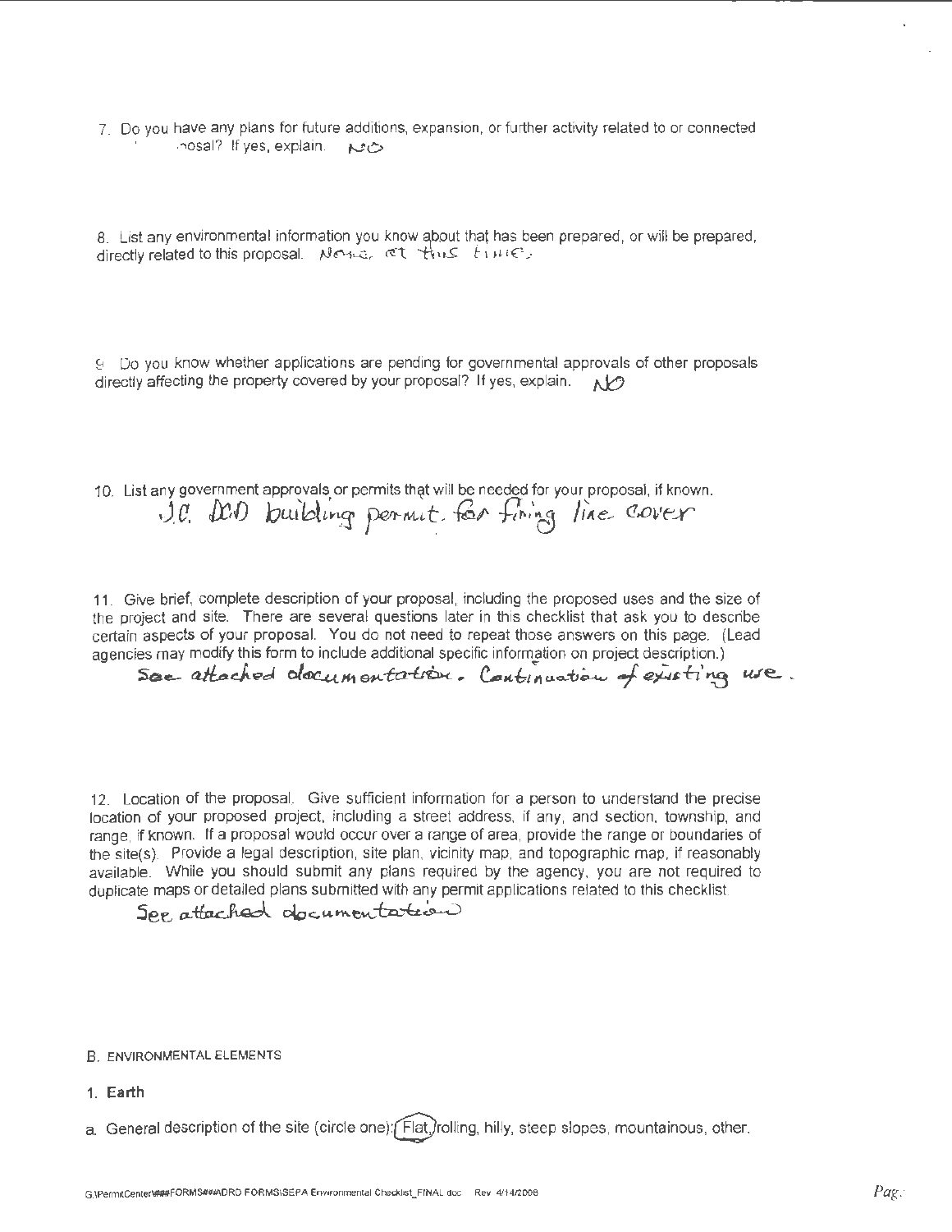7. Do you have any plans for future additions, expansion, or further activity related to or connected ... posal? If yes, explain. NO

8. List any environmental information you know about that has been prepared, or will be prepared, directly related to this proposal. None at this time.

9. Do you know whether applications are pending for governmental approvals of other proposals directly affecting the property covered by your proposal? If yes, explain. NO

10. List any government approvals or permits that will be needed for your proposal, if known.
J.C. DCD building permit for firing line cover

11. Give brief, complete description of your proposal, including the proposed uses and the size of the project and site. There are several questions later in this checklist that ask you to describe certain aspects of your proposal. You do not need to repeat those answers on this page. (Lead agencies may modify this form to include additional specific information on project description.)
See attached documentation. Continuation of existing use.

12. Location of the proposal. Give sufficient information for a person to understand the precise location of your proposed project, including a street address, if any, and section, township, and range, if known. If a proposal would occur over a range of area, provide the range or boundaries of the site(s). Provide a legal description, site plan, vicinity map, and topographic map, if reasonably available. While you should submit any plans required by the agency, you are not required to duplicate maps or detailed plans submitted with any permit applications related to this checklist.
See attached documentation

B. ENVIRONMENTAL ELEMENTS

1. **Earth**

a. General description of the site (circle one): **(Flat)**, rolling, hilly, steep slopes, mountainous, other.

G:\PermitCenter\###FORMS###ADRD FORMS\SEPA Environmental Checklist_FINAL.doc Rev 4/14/2008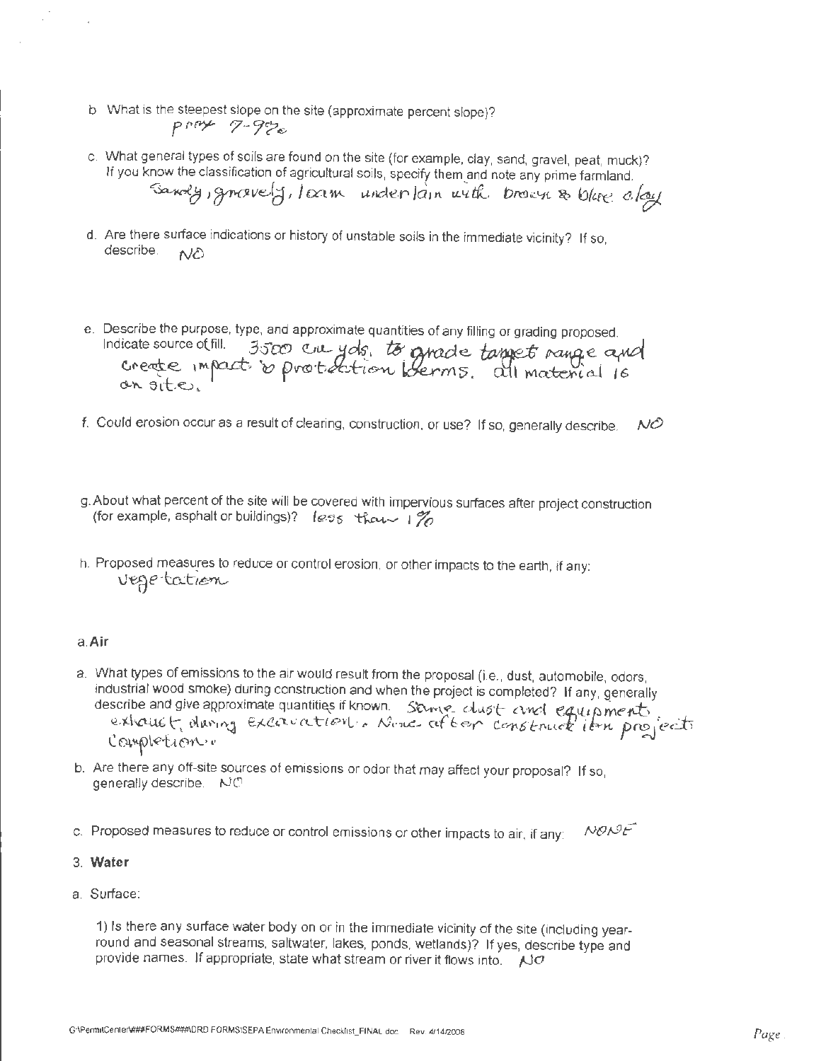b. What is the steepest slope on the site (approximate percent slope)?

prox 7-9%

c. What general types of soils are found on the site (for example, clay, sand, gravel, peat, muck)? If you know the classification of agricultural soils, specify them and note any prime farmland.

Sandy, gravelly, loam underlain with brown & blue clay

d. Are there surface indications or history of unstable soils in the immediate vicinity? If so, describe. NO

e. Describe the purpose, type, and approximate quantities of any filling or grading proposed. Indicate source of fill. 3500 cu. yds. to grade target range and create impact & protection berms. all material is on site.

f. Could erosion occur as a result of clearing, construction, or use? If so, generally describe. NO

g. About what percent of the site will be covered with impervious surfaces after project construction (for example, asphalt or buildings)? less than 1%

h. Proposed measures to reduce or control erosion, or other impacts to the earth, if any:

Vegetation

a. **Air**

a. What types of emissions to the air would result from the proposal (i.e., dust, automobile, odors, industrial wood smoke) during construction and when the project is completed? If any, generally describe and give approximate quantities if known. Some dust and equipment exhaust, during excavation. None after construction project completion.

b. Are there any off-site sources of emissions or odor that may affect your proposal? If so, generally describe. NO

c. Proposed measures to reduce or control emissions or other impacts to air, if any: NONE

3. **Water**

a. Surface:

1) Is there any surface water body on or in the immediate vicinity of the site (including year-round and seasonal streams, saltwater, lakes, ponds, wetlands)? If yes, describe type and provide names. If appropriate, state what stream or river it flows into. NO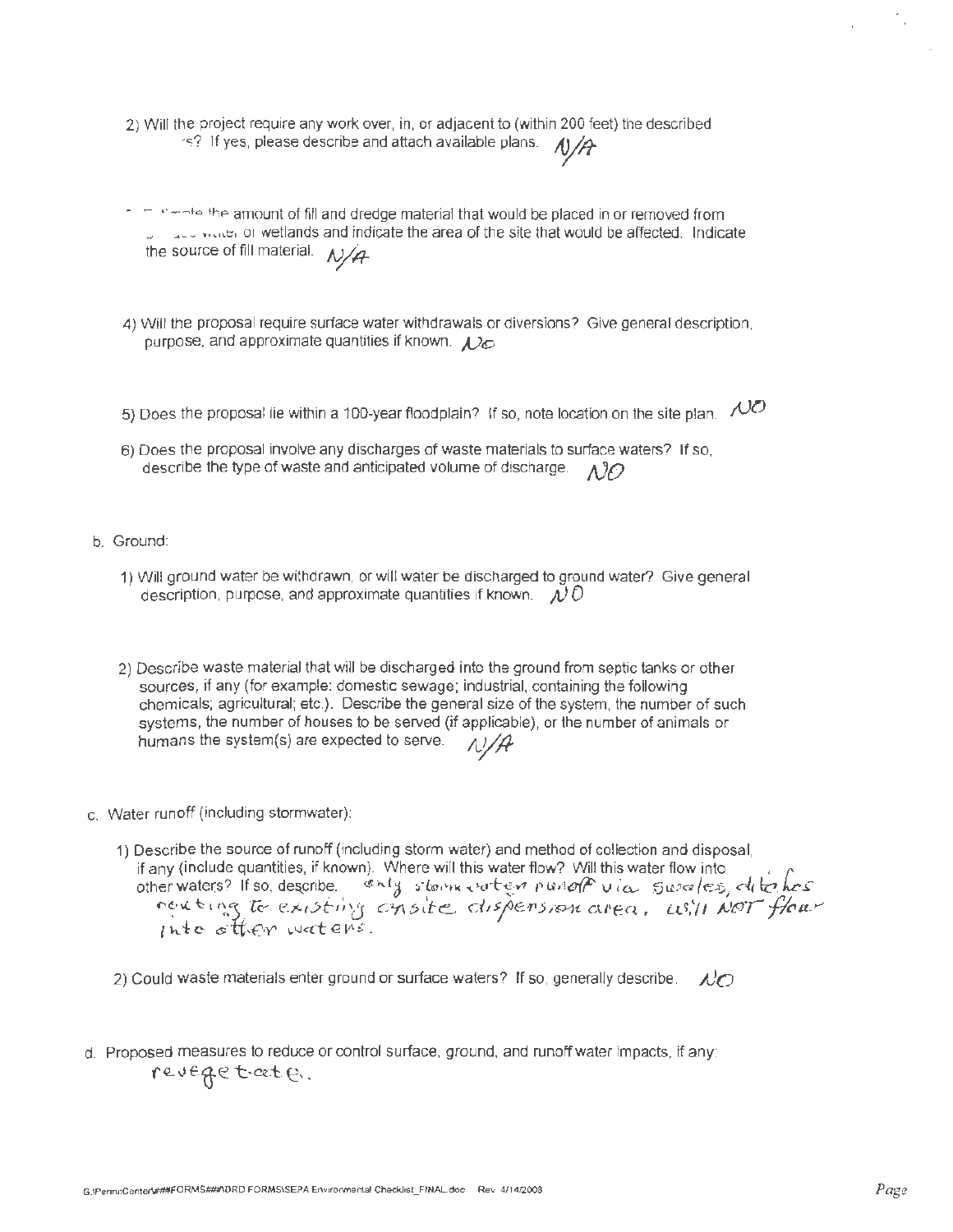2) Will the project require any work over, in, or adjacent to (within 200 feet) the described ...s? If yes, please describe and attach available plans. N/A

3) Estimate the amount of fill and dredge material that would be placed in or removed from surface water or wetlands and indicate the area of the site that would be affected. Indicate the source of fill material. N/A

4) Will the proposal require surface water withdrawals or diversions? Give general description, purpose, and approximate quantities if known. NO

5) Does the proposal lie within a 100-year floodplain? If so, note location on the site plan. NO

6) Does the proposal involve any discharges of waste materials to surface waters? If so, describe the type of waste and anticipated volume of discharge. NO

b. Ground:

1) Will ground water be withdrawn, or will water be discharged to ground water? Give general description, purpose, and approximate quantities if known. NO

2) Describe waste material that will be discharged into the ground from septic tanks or other sources, if any (for example: domestic sewage; industrial, containing the following chemicals; agricultural; etc.). Describe the general size of the system, the number of such systems, the number of houses to be served (if applicable), or the number of animals or humans the system(s) are expected to serve. N/A

c. Water runoff (including stormwater):

1) Describe the source of runoff (including storm water) and method of collection and disposal, if any (include quantities, if known). Where will this water flow? Will this water flow into other waters? If so, describe. only storm water runoff via swales, ditches routing to existing onsite dispersion area, will NOT flow into other waters.

2) Could waste materials enter ground or surface waters? If so, generally describe. NO

d. Proposed measures to reduce or control surface, ground, and runoff water impacts, if any:
revegetate.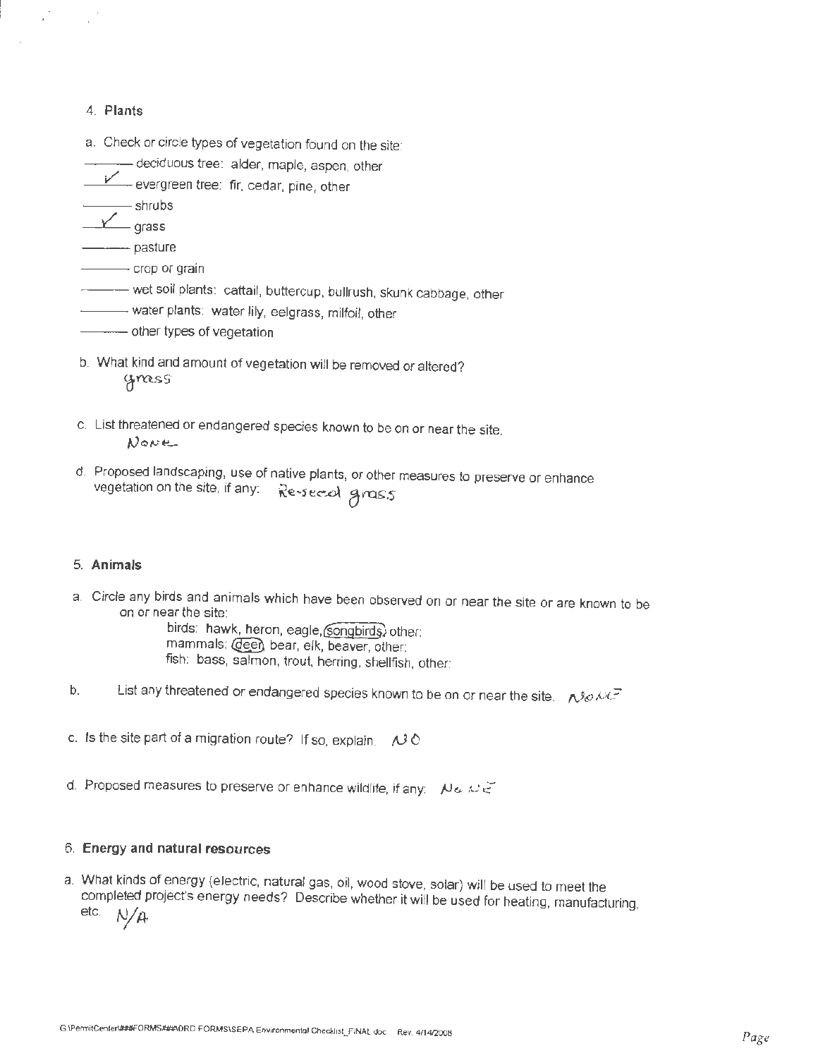## 4. Plants

a. Check or circle types of vegetation found on the site:

- ______ deciduous tree: alder, maple, aspen, other
- __✓__ evergreen tree: fir, cedar, pine, other
- ______ shrubs
- __✓__ grass
- ______ pasture
- ______ crop or grain
- ______ wet soil plants: cattail, buttercup, bullrush, skunk cabbage, other
- ______ water plants: water lily, eelgrass, milfoil, other
- ______ other types of vegetation

b. What kind and amount of vegetation will be removed or altered?
grass

c. List threatened or endangered species known to be on or near the site.
None

d. Proposed landscaping, use of native plants, or other measures to preserve or enhance vegetation on the site, if any: Re-seed grass

## 5. Animals

a. Circle any birds and animals which have been observed on or near the site or are known to be on or near the site:

birds: hawk, heron, eagle, (songbirds), other:
mammals: (deer), bear, elk, beaver, other:
fish: bass, salmon, trout, herring, shellfish, other:

b. List any threatened or endangered species known to be on or near the site. NONE

c. Is the site part of a migration route? If so, explain. NO

d. Proposed measures to preserve or enhance wildlife, if any: None

## 6. Energy and natural resources

a. What kinds of energy (electric, natural gas, oil, wood stove, solar) will be used to meet the completed project's energy needs? Describe whether it will be used for heating, manufacturing, etc. N/A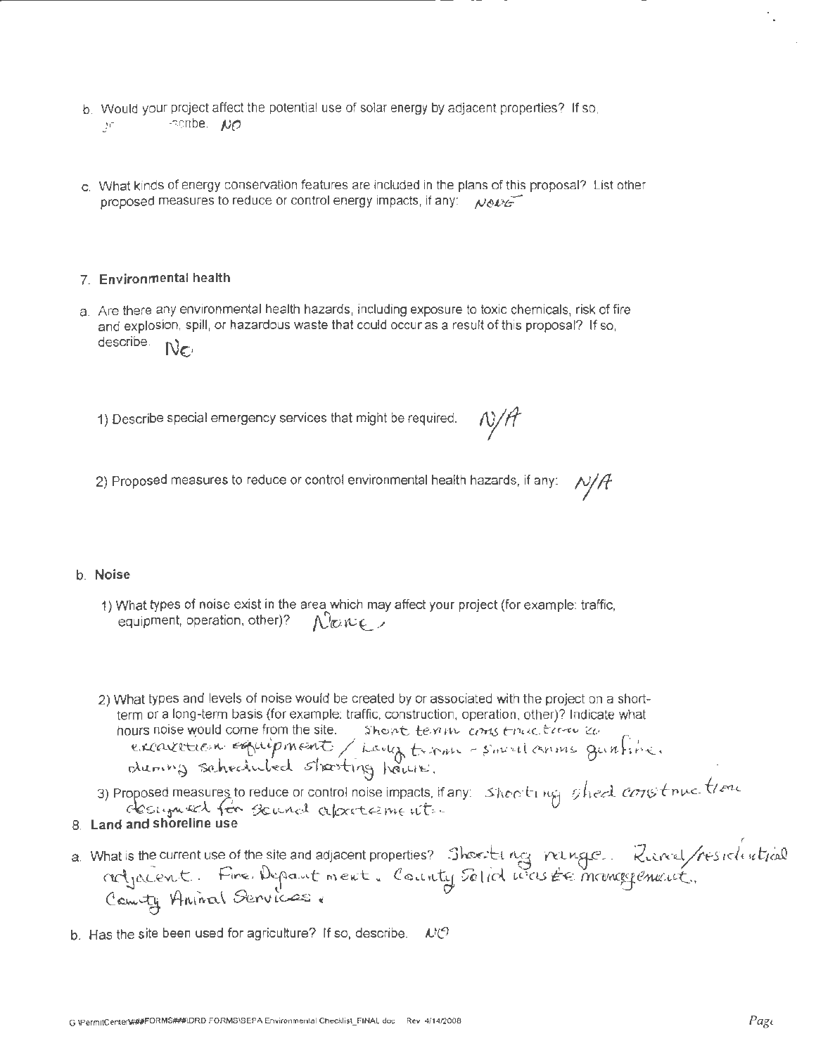b. Would your project affect the potential use of solar energy by adjacent properties? If so, generally describe. NO

c. What kinds of energy conservation features are included in the plans of this proposal? List other proposed measures to reduce or control energy impacts, if any: NONE

## 7. Environmental health

a. Are there any environmental health hazards, including exposure to toxic chemicals, risk of fire and explosion, spill, or hazardous waste that could occur as a result of this proposal? If so, describe. No

1) Describe special emergency services that might be required. N/A

2) Proposed measures to reduce or control environmental health hazards, if any: N/A

b. **Noise**

1) What types of noise exist in the area which may affect your project (for example: traffic, equipment, operation, other)? None.

2) What types and levels of noise would be created by or associated with the project on a short-term or a long-term basis (for example: traffic, construction, operation, other)? Indicate what hours noise would come from the site. Short term construction ie excavation equipment / Long term - small arms gunfire during scheduled shooting hours.

3) Proposed measures to reduce or control noise impacts, if any: Shooting shed construction designed for sound abatement.

## 8. Land and shoreline use

a. What is the current use of the site and adjacent properties? Shooting range. Rural/residential adjacent. Fire Department. County Solid waste management. County Animal Services.

b. Has the site been used for agriculture? If so, describe. NO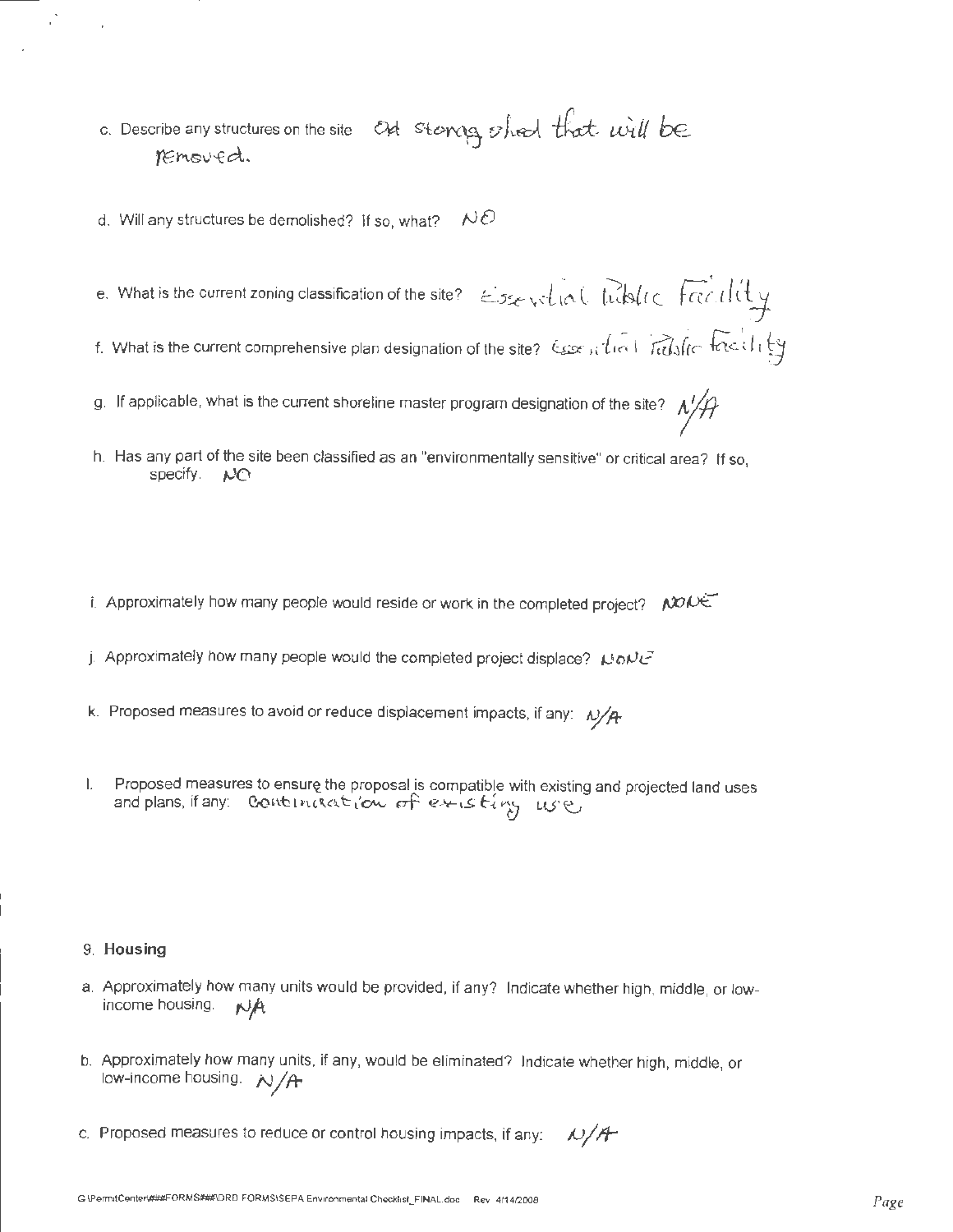c. Describe any structures on the site Old storage shed that will be removed.

d. Will any structures be demolished? If so, what? NO

e. What is the current zoning classification of the site? Essential Public Facility

f. What is the current comprehensive plan designation of the site? Essential Public Facility

g. If applicable, what is the current shoreline master program designation of the site? N/A

h. Has any part of the site been classified as an "environmentally sensitive" or critical area? If so, specify. NO

i. Approximately how many people would reside or work in the completed project? NONE

j. Approximately how many people would the completed project displace? NONE

k. Proposed measures to avoid or reduce displacement impacts, if any: N/A

l. Proposed measures to ensure the proposal is compatible with existing and projected land uses and plans, if any: Continuation of existing use

## 9. Housing

a. Approximately how many units would be provided, if any? Indicate whether high, middle, or low-income housing. N/A

b. Approximately how many units, if any, would be eliminated? Indicate whether high, middle, or low-income housing. N/A

c. Proposed measures to reduce or control housing impacts, if any: N/A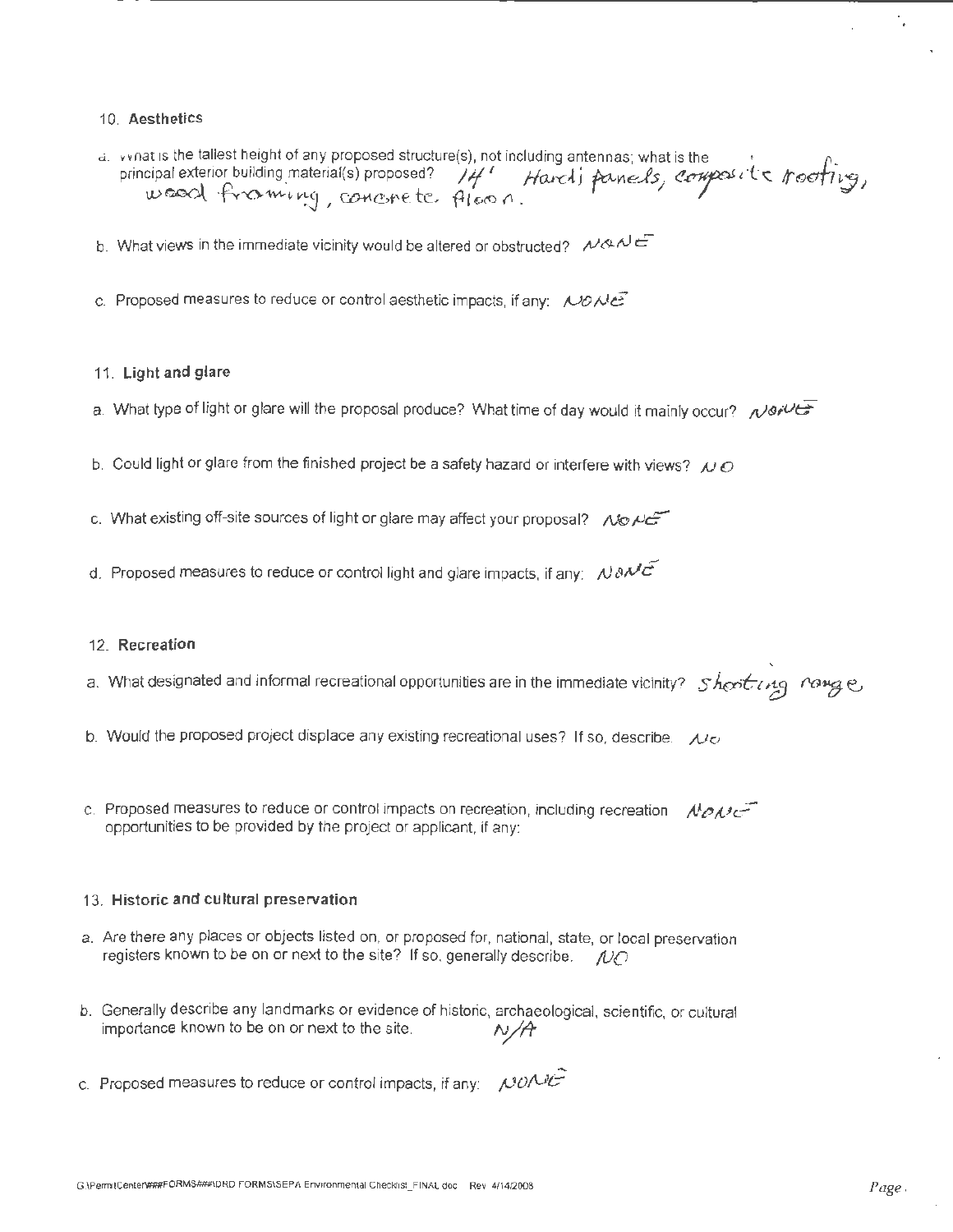## 10. Aesthetics

a. What is the tallest height of any proposed structure(s), not including antennas; what is the principal exterior building material(s) proposed? 14' Hardi panels, composite roofing, wood framing, concrete floor.

b. What views in the immediate vicinity would be altered or obstructed? NONE

c. Proposed measures to reduce or control aesthetic impacts, if any: NONE

## 11. Light and glare

a. What type of light or glare will the proposal produce? What time of day would it mainly occur? NONE

b. Could light or glare from the finished project be a safety hazard or interfere with views? NO

c. What existing off-site sources of light or glare may affect your proposal? NONE

d. Proposed measures to reduce or control light and glare impacts, if any: NONE

## 12. Recreation

a. What designated and informal recreational opportunities are in the immediate vicinity? Shooting range

b. Would the proposed project displace any existing recreational uses? If so, describe. NO

c. Proposed measures to reduce or control impacts on recreation, including recreation opportunities to be provided by the project or applicant, if any: NONE

## 13. Historic and cultural preservation

a. Are there any places or objects listed on, or proposed for, national, state, or local preservation registers known to be on or next to the site? If so, generally describe. NO

b. Generally describe any landmarks or evidence of historic, archaeological, scientific, or cultural importance known to be on or next to the site. N/A

c. Proposed measures to reduce or control impacts, if any: NONE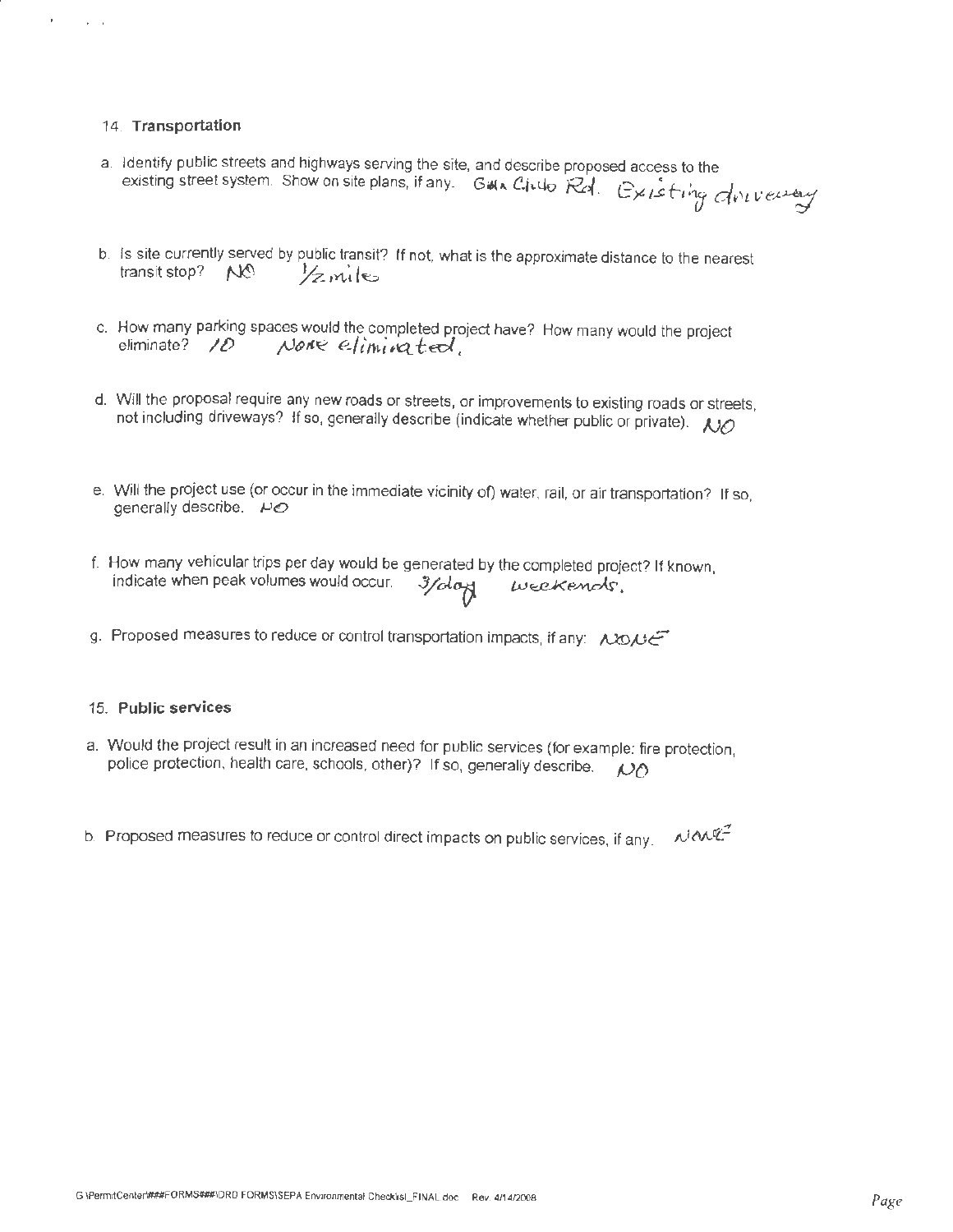## 14. Transportation

a. Identify public streets and highways serving the site, and describe proposed access to the existing street system. Show on site plans, if any. Gila Chulo Rd. Existing driveway

b. Is site currently served by public transit? If not, what is the approximate distance to the nearest transit stop? NO ½ mile

c. How many parking spaces would the completed project have? How many would the project eliminate? 10 None eliminated.

d. Will the proposal require any new roads or streets, or improvements to existing roads or streets, not including driveways? If so, generally describe (indicate whether public or private). NO

e. Will the project use (or occur in the immediate vicinity of) water, rail, or air transportation? If so, generally describe. NO

f. How many vehicular trips per day would be generated by the completed project? If known, indicate when peak volumes would occur. 3/day weekends.

g. Proposed measures to reduce or control transportation impacts, if any: NONE

## 15. Public services

a. Would the project result in an increased need for public services (for example: fire protection, police protection, health care, schools, other)? If so, generally describe. NO

b. Proposed measures to reduce or control direct impacts on public services, if any. NONE

G:\PermitCenter\###FORMS###\DRD FORMS\SEPA Environmental Checklist_FINAL.doc Rev. 4/14/2008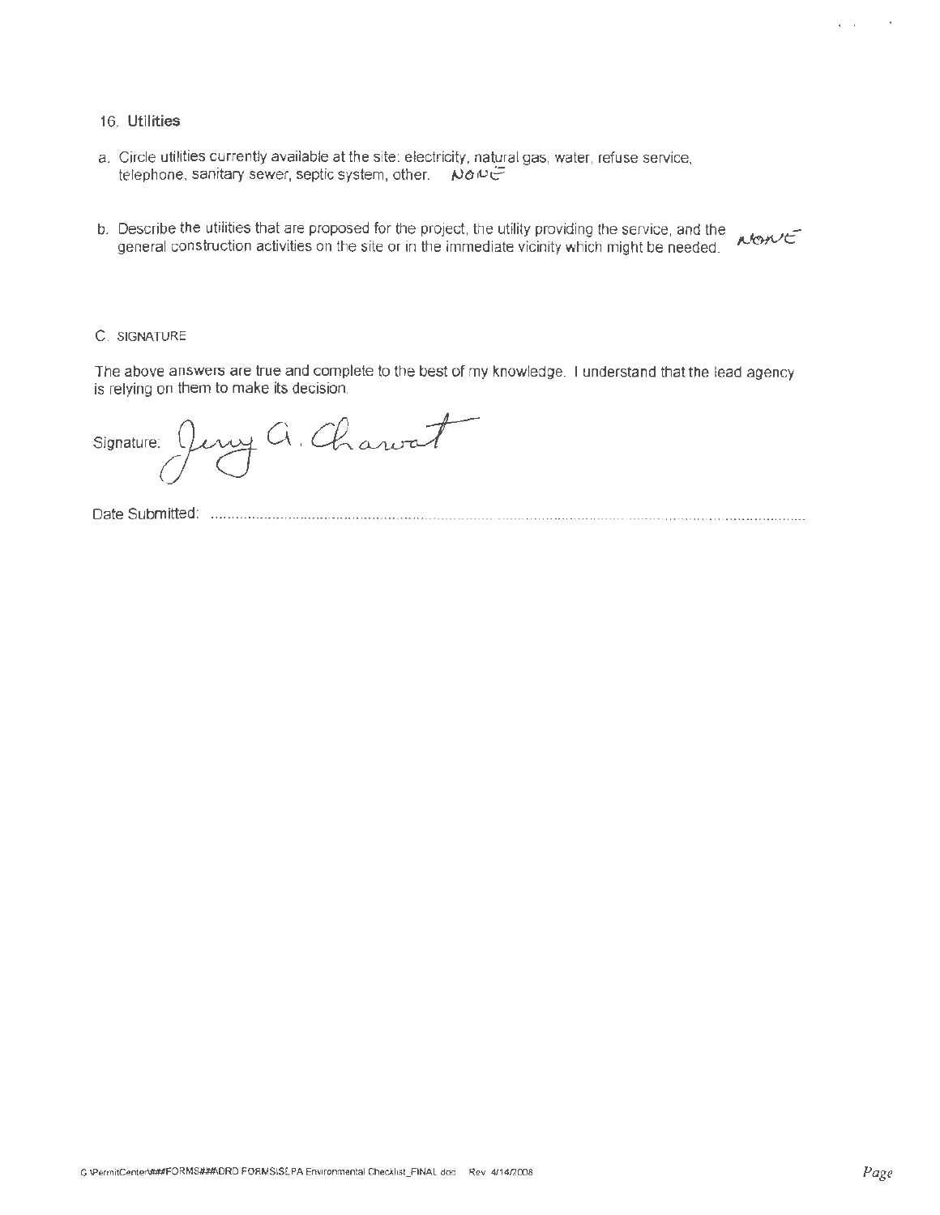16. **Utilities**

a. Circle utilities currently available at the site: electricity, natural gas, water, refuse service, telephone, sanitary sewer, septic system, other. NONE

b. Describe the utilities that are proposed for the project, the utility providing the service, and the general construction activities on the site or in the immediate vicinity which might be needed. NONE

C. SIGNATURE

The above answers are true and complete to the best of my knowledge. I understand that the lead agency is relying on them to make its decision.

Signature: Jerry G. Charvat

Date Submitted: ..................................................................................................................................

G:\PermitCenter\###FORMS###\DRD FORMS\SEPA Environmental Checklist_FINAL.doc Rev. 4/14/2008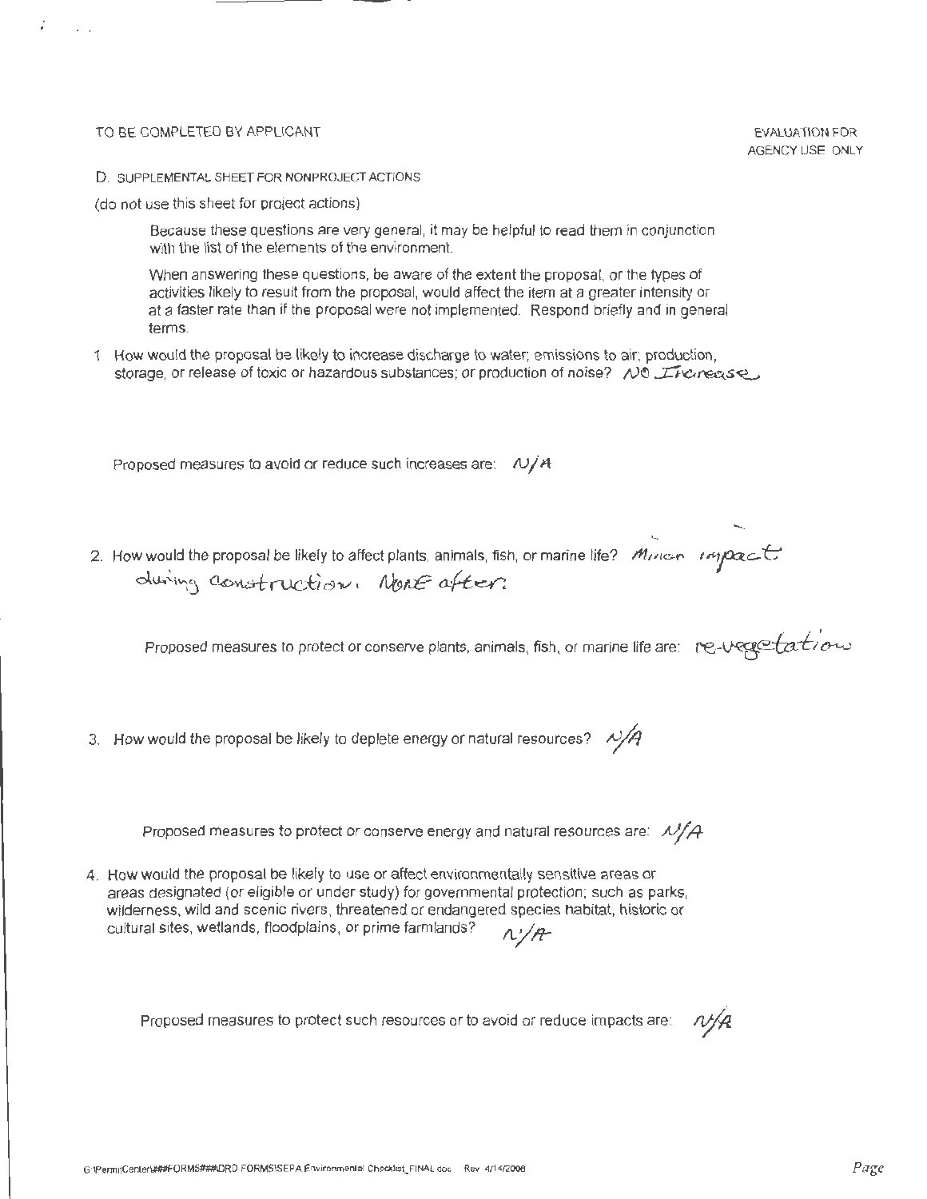TO BE COMPLETED BY APPLICANT

EVALUATION FOR AGENCY USE ONLY

D. SUPPLEMENTAL SHEET FOR NONPROJECT ACTIONS

(do not use this sheet for project actions)

Because these questions are very general, it may be helpful to read them in conjunction with the list of the elements of the environment.

When answering these questions, be aware of the extent the proposal, or the types of activities likely to result from the proposal, would affect the item at a greater intensity or at a faster rate than if the proposal were not implemented. Respond briefly and in general terms.

1. How would the proposal be likely to increase discharge to water; emissions to air; production, storage, or release of toxic or hazardous substances; or production of noise? No Increase

   Proposed measures to avoid or reduce such increases are: N/A

2. How would the proposal be likely to affect plants, animals, fish, or marine life? Minor impact during construction. None after.

   Proposed measures to protect or conserve plants, animals, fish, or marine life are: re-vegetation

3. How would the proposal be likely to deplete energy or natural resources? N/A

   Proposed measures to protect or conserve energy and natural resources are: N/A

4. How would the proposal be likely to use or affect environmentally sensitive areas or areas designated (or eligible or under study) for governmental protection; such as parks, wilderness, wild and scenic rivers, threatened or endangered species habitat, historic or cultural sites, wetlands, floodplains, or prime farmlands? N/A

   Proposed measures to protect such resources or to avoid or reduce impacts are: N/A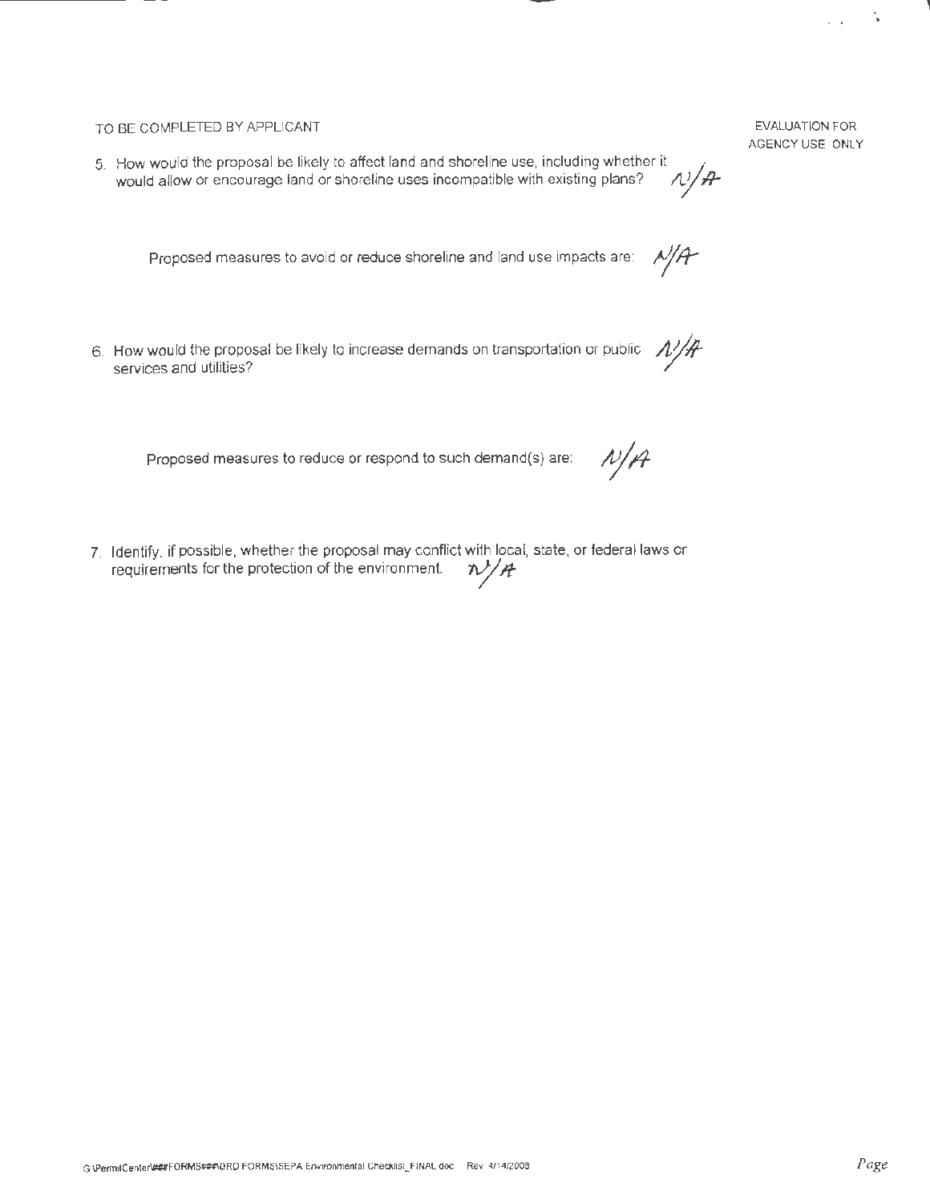TO BE COMPLETED BY APPLICANT

EVALUATION FOR AGENCY USE ONLY

5. How would the proposal be likely to affect land and shoreline use, including whether it would allow or encourage land or shoreline uses incompatible with existing plans? N/A

   Proposed measures to avoid or reduce shoreline and land use impacts are: N/A

6. How would the proposal be likely to increase demands on transportation or public services and utilities? N/A

   Proposed measures to reduce or respond to such demand(s) are: N/A

7. Identify, if possible, whether the proposal may conflict with local, state, or federal laws or requirements for the protection of the environment. N/A